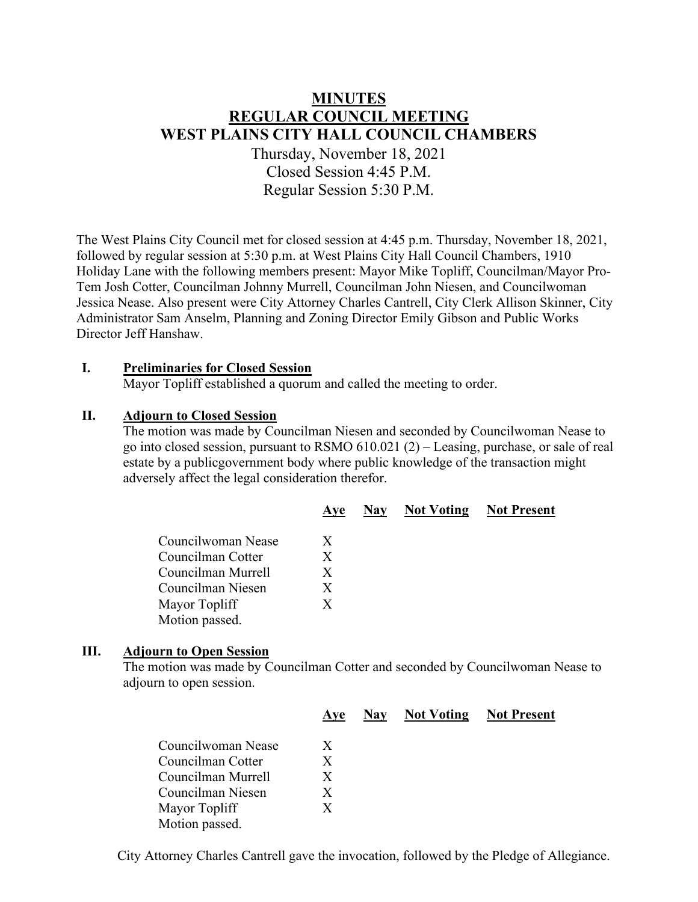# MINUTES
# REGULAR COUNCIL MEETING
# WEST PLAINS CITY HALL COUNCIL CHAMBERS

Thursday, November 18, 2021
Closed Session 4:45 P.M.
Regular Session 5:30 P.M.

The West Plains City Council met for closed session at 4:45 p.m. Thursday, November 18, 2021, followed by regular session at 5:30 p.m. at West Plains City Hall Council Chambers, 1910 Holiday Lane with the following members present: Mayor Mike Topliff, Councilman/Mayor Pro-Tem Josh Cotter, Councilman Johnny Murrell, Councilman John Niesen, and Councilwoman Jessica Nease. Also present were City Attorney Charles Cantrell, City Clerk Allison Skinner, City Administrator Sam Anselm, Planning and Zoning Director Emily Gibson and Public Works Director Jeff Hanshaw.

## I. Preliminaries for Closed Session

Mayor Topliff established a quorum and called the meeting to order.

## II. Adjourn to Closed Session

The motion was made by Councilman Niesen and seconded by Councilwoman Nease to go into closed session, pursuant to RSMO 610.021 (2) – Leasing, purchase, or sale of real estate by a publicgovernment body where public knowledge of the transaction might adversely affect the legal consideration therefor.

| | Aye | Nay | Not Voting | Not Present |
|---|---|---|---|---|
| Councilwoman Nease | X | | | |
| Councilman Cotter | X | | | |
| Councilman Murrell | X | | | |
| Councilman Niesen | X | | | |
| Mayor Topliff | X | | | |

Motion passed.

## III. Adjourn to Open Session

The motion was made by Councilman Cotter and seconded by Councilwoman Nease to adjourn to open session.

| | Aye | Nay | Not Voting | Not Present |
|---|---|---|---|---|
| Councilwoman Nease | X | | | |
| Councilman Cotter | X | | | |
| Councilman Murrell | X | | | |
| Councilman Niesen | X | | | |
| Mayor Topliff | X | | | |

Motion passed.

City Attorney Charles Cantrell gave the invocation, followed by the Pledge of Allegiance.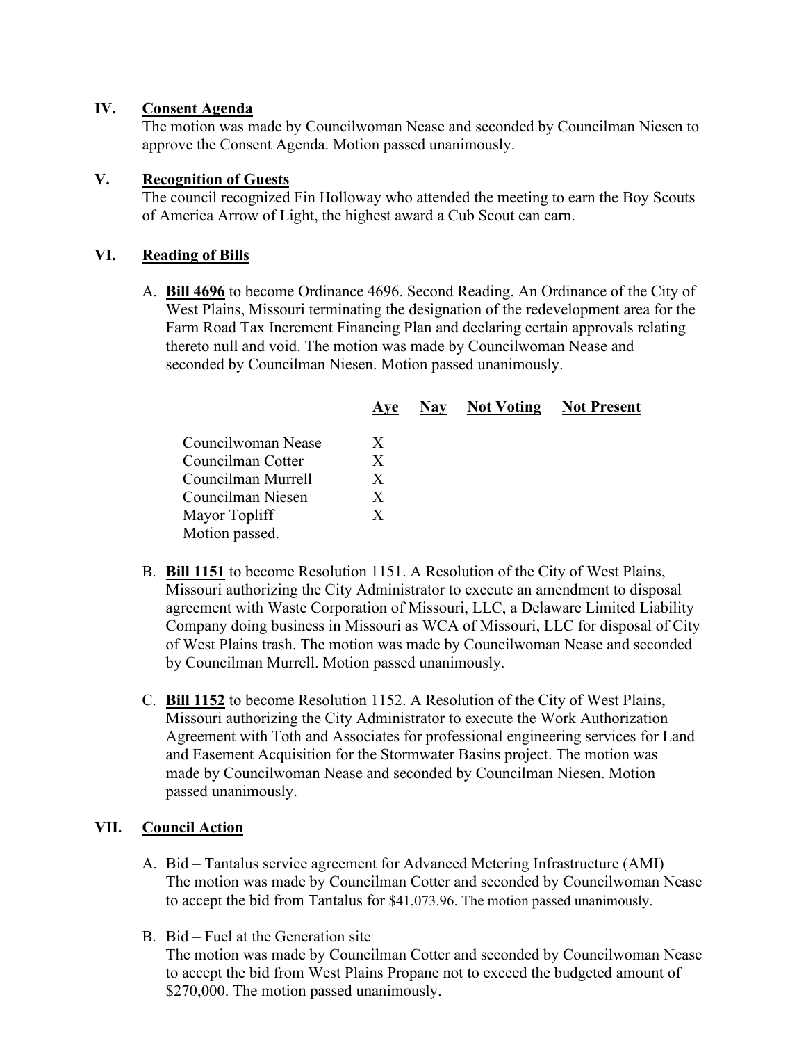## IV. Consent Agenda

The motion was made by Councilwoman Nease and seconded by Councilman Niesen to approve the Consent Agenda. Motion passed unanimously.

## V. Recognition of Guests

The council recognized Fin Holloway who attended the meeting to earn the Boy Scouts of America Arrow of Light, the highest award a Cub Scout can earn.

## VI. Reading of Bills

A. **Bill 4696** to become Ordinance 4696. Second Reading. An Ordinance of the City of West Plains, Missouri terminating the designation of the redevelopment area for the Farm Road Tax Increment Financing Plan and declaring certain approvals relating thereto null and void. The motion was made by Councilwoman Nease and seconded by Councilman Niesen. Motion passed unanimously.

| | Aye | Nay | Not Voting | Not Present |
|---|---|---|---|---|
| Councilwoman Nease | X | | | |
| Councilman Cotter | X | | | |
| Councilman Murrell | X | | | |
| Councilman Niesen | X | | | |
| Mayor Topliff | X | | | |

Motion passed.

B. **Bill 1151** to become Resolution 1151. A Resolution of the City of West Plains, Missouri authorizing the City Administrator to execute an amendment to disposal agreement with Waste Corporation of Missouri, LLC, a Delaware Limited Liability Company doing business in Missouri as WCA of Missouri, LLC for disposal of City of West Plains trash. The motion was made by Councilwoman Nease and seconded by Councilman Murrell. Motion passed unanimously.

C. **Bill 1152** to become Resolution 1152. A Resolution of the City of West Plains, Missouri authorizing the City Administrator to execute the Work Authorization Agreement with Toth and Associates for professional engineering services for Land and Easement Acquisition for the Stormwater Basins project. The motion was made by Councilwoman Nease and seconded by Councilman Niesen. Motion passed unanimously.

## VII. Council Action

A. Bid – Tantalus service agreement for Advanced Metering Infrastructure (AMI)
The motion was made by Councilman Cotter and seconded by Councilwoman Nease to accept the bid from Tantalus for $41,073.96. The motion passed unanimously.

B. Bid – Fuel at the Generation site
The motion was made by Councilman Cotter and seconded by Councilwoman Nease to accept the bid from West Plains Propane not to exceed the budgeted amount of $270,000. The motion passed unanimously.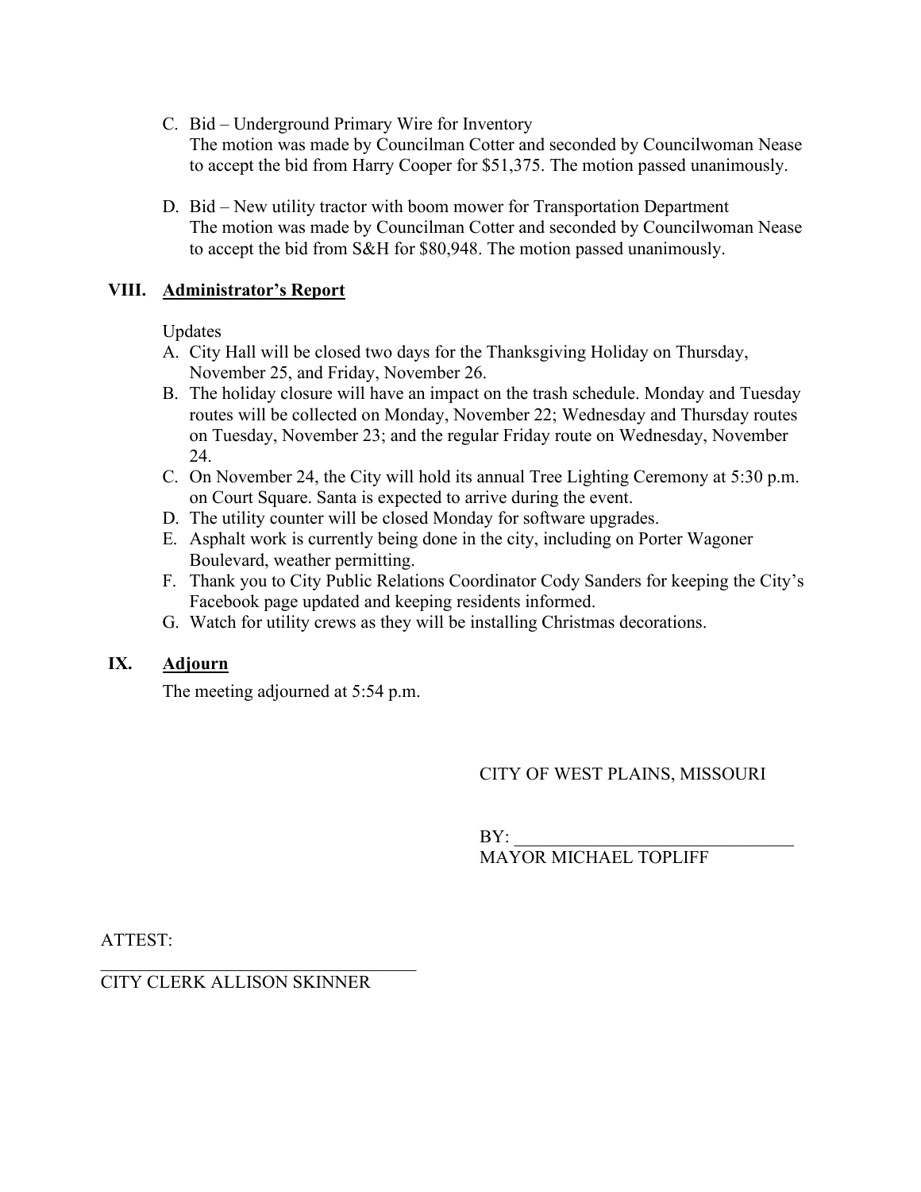C. Bid – Underground Primary Wire for Inventory
   The motion was made by Councilman Cotter and seconded by Councilwoman Nease to accept the bid from Harry Cooper for $51,375. The motion passed unanimously.

D. Bid – New utility tractor with boom mower for Transportation Department
   The motion was made by Councilman Cotter and seconded by Councilwoman Nease to accept the bid from S&H for $80,948. The motion passed unanimously.

## VIII. Administrator's Report

Updates

A. City Hall will be closed two days for the Thanksgiving Holiday on Thursday, November 25, and Friday, November 26.
B. The holiday closure will have an impact on the trash schedule. Monday and Tuesday routes will be collected on Monday, November 22; Wednesday and Thursday routes on Tuesday, November 23; and the regular Friday route on Wednesday, November 24.
C. On November 24, the City will hold its annual Tree Lighting Ceremony at 5:30 p.m. on Court Square. Santa is expected to arrive during the event.
D. The utility counter will be closed Monday for software upgrades.
E. Asphalt work is currently being done in the city, including on Porter Wagoner Boulevard, weather permitting.
F. Thank you to City Public Relations Coordinator Cody Sanders for keeping the City's Facebook page updated and keeping residents informed.
G. Watch for utility crews as they will be installing Christmas decorations.

## IX. Adjourn

The meeting adjourned at 5:54 p.m.

CITY OF WEST PLAINS, MISSOURI

BY: _______________________________
MAYOR MICHAEL TOPLIFF

ATTEST:

_______________________________
CITY CLERK ALLISON SKINNER